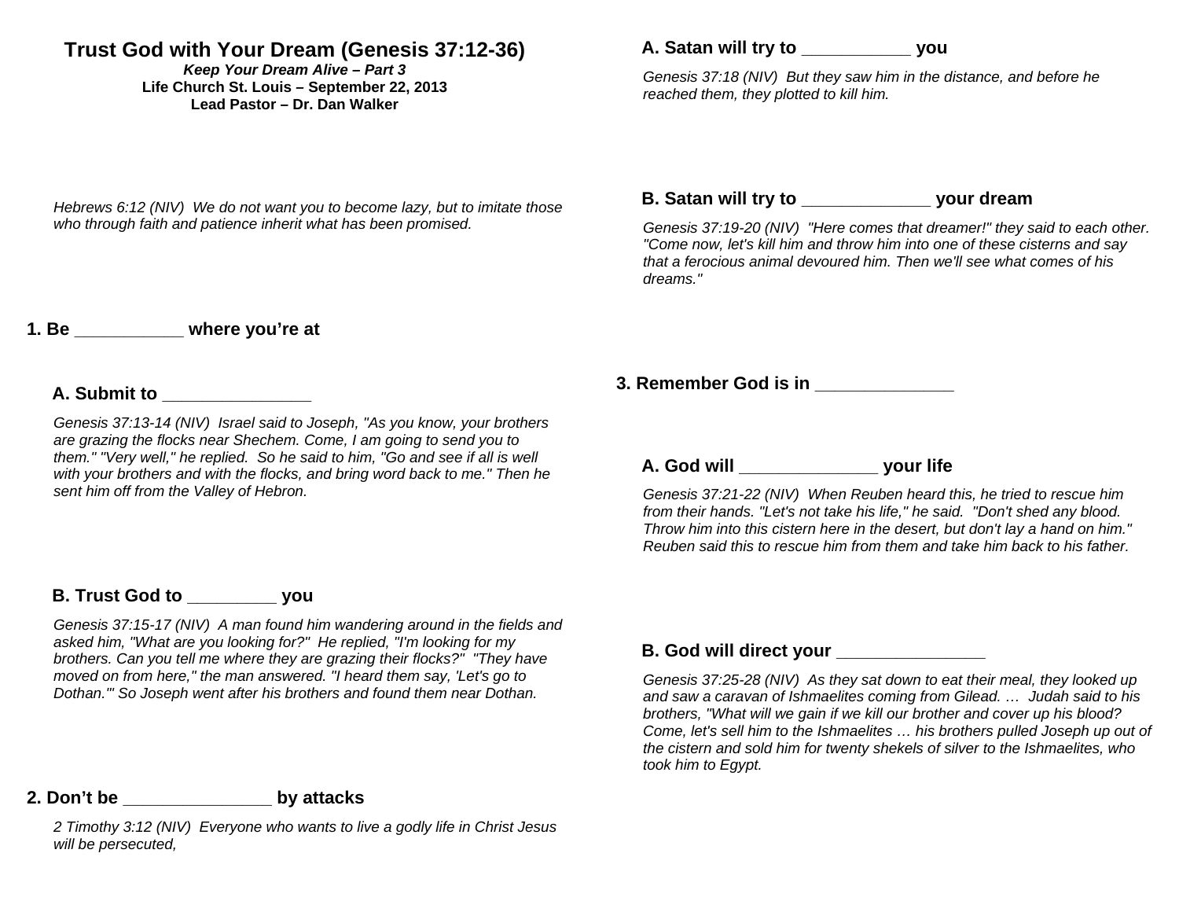# Trust God with Your Dream (Genesis 37:12-36)

***Keep Your Dream Alive – Part 3***

**Life Church St. Louis – September 22, 2013**

**Lead Pastor – Dr. Dan Walker**

*Hebrews 6:12 (NIV) We do not want you to become lazy, but to imitate those who through faith and patience inherit what has been promised.*

## 1. Be ___________ where you're at

### A. Submit to _______________

*Genesis 37:13-14 (NIV) Israel said to Joseph, "As you know, your brothers are grazing the flocks near Shechem. Come, I am going to send you to them." "Very well," he replied. So he said to him, "Go and see if all is well with your brothers and with the flocks, and bring word back to me." Then he sent him off from the Valley of Hebron.*

### B. Trust God to _________ you

*Genesis 37:15-17 (NIV) A man found him wandering around in the fields and asked him, "What are you looking for?" He replied, "I'm looking for my brothers. Can you tell me where they are grazing their flocks?" "They have moved on from here," the man answered. "I heard them say, 'Let's go to Dothan.'" So Joseph went after his brothers and found them near Dothan.*

## 2. Don't be _______________ by attacks

*2 Timothy 3:12 (NIV) Everyone who wants to live a godly life in Christ Jesus will be persecuted,*

### A. Satan will try to ___________ you

*Genesis 37:18 (NIV) But they saw him in the distance, and before he reached them, they plotted to kill him.*

### B. Satan will try to _____________ your dream

*Genesis 37:19-20 (NIV) "Here comes that dreamer!" they said to each other. "Come now, let's kill him and throw him into one of these cisterns and say that a ferocious animal devoured him. Then we'll see what comes of his dreams."*

## 3. Remember God is in ______________

### A. God will ______________ your life

*Genesis 37:21-22 (NIV) When Reuben heard this, he tried to rescue him from their hands. "Let's not take his life," he said. "Don't shed any blood. Throw him into this cistern here in the desert, but don't lay a hand on him." Reuben said this to rescue him from them and take him back to his father.*

### B. God will direct your _______________

*Genesis 37:25-28 (NIV) As they sat down to eat their meal, they looked up and saw a caravan of Ishmaelites coming from Gilead. … Judah said to his brothers, "What will we gain if we kill our brother and cover up his blood? Come, let's sell him to the Ishmaelites … his brothers pulled Joseph up out of the cistern and sold him for twenty shekels of silver to the Ishmaelites, who took him to Egypt.*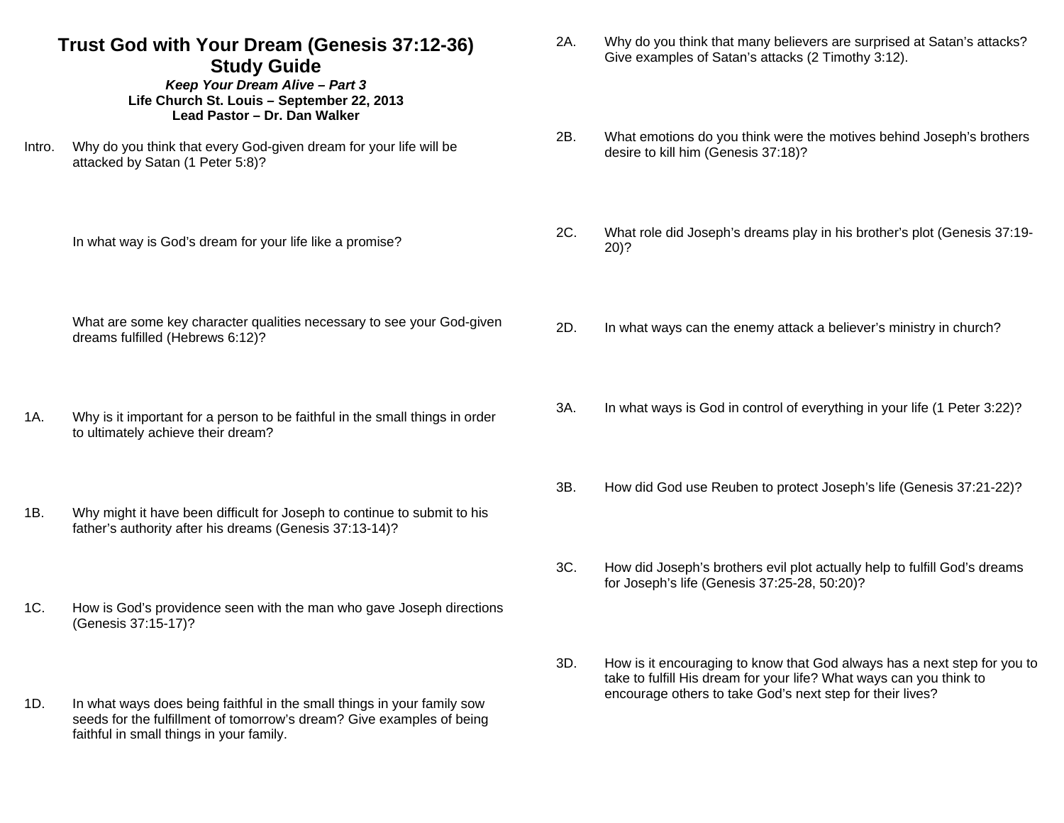# Trust God with Your Dream (Genesis 37:12-36)
## Study Guide

***Keep Your Dream Alive – Part 3***

**Life Church St. Louis – September 22, 2013**

**Lead Pastor – Dr. Dan Walker**

Intro. Why do you think that every God-given dream for your life will be attacked by Satan (1 Peter 5:8)?

In what way is God's dream for your life like a promise?

What are some key character qualities necessary to see your God-given dreams fulfilled (Hebrews 6:12)?

1A. Why is it important for a person to be faithful in the small things in order to ultimately achieve their dream?

1B. Why might it have been difficult for Joseph to continue to submit to his father's authority after his dreams (Genesis 37:13-14)?

1C. How is God's providence seen with the man who gave Joseph directions (Genesis 37:15-17)?

1D. In what ways does being faithful in the small things in your family sow seeds for the fulfillment of tomorrow's dream? Give examples of being faithful in small things in your family.

2A. Why do you think that many believers are surprised at Satan's attacks? Give examples of Satan's attacks (2 Timothy 3:12).

2B. What emotions do you think were the motives behind Joseph's brothers desire to kill him (Genesis 37:18)?

2C. What role did Joseph's dreams play in his brother's plot (Genesis 37:19-20)?

2D. In what ways can the enemy attack a believer's ministry in church?

3A. In what ways is God in control of everything in your life (1 Peter 3:22)?

3B. How did God use Reuben to protect Joseph's life (Genesis 37:21-22)?

3C. How did Joseph's brothers evil plot actually help to fulfill God's dreams for Joseph's life (Genesis 37:25-28, 50:20)?

3D. How is it encouraging to know that God always has a next step for you to take to fulfill His dream for your life? What ways can you think to encourage others to take God's next step for their lives?